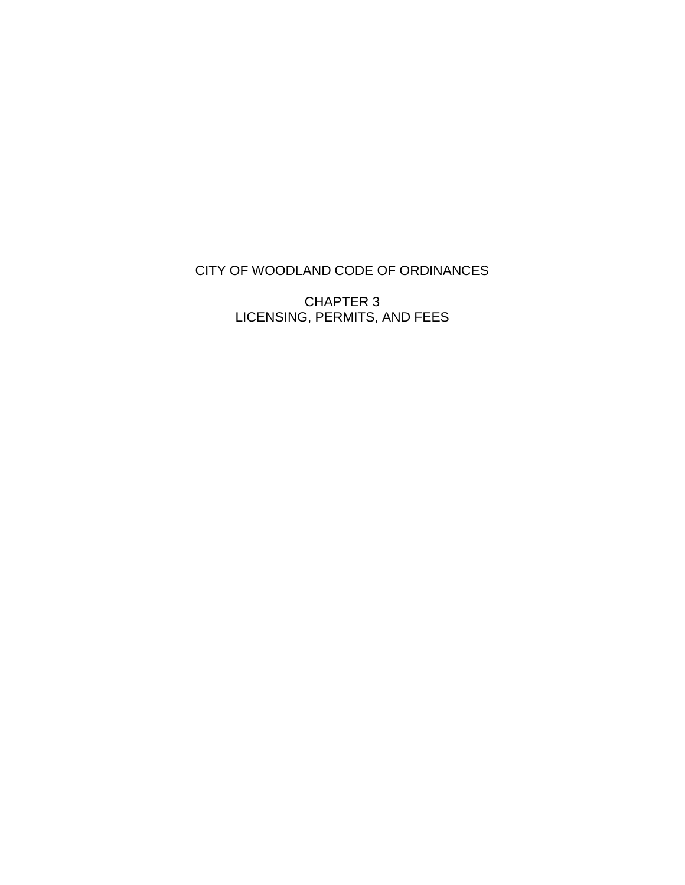# CITY OF WOODLAND CODE OF ORDINANCES

## CHAPTER 3
## LICENSING, PERMITS, AND FEES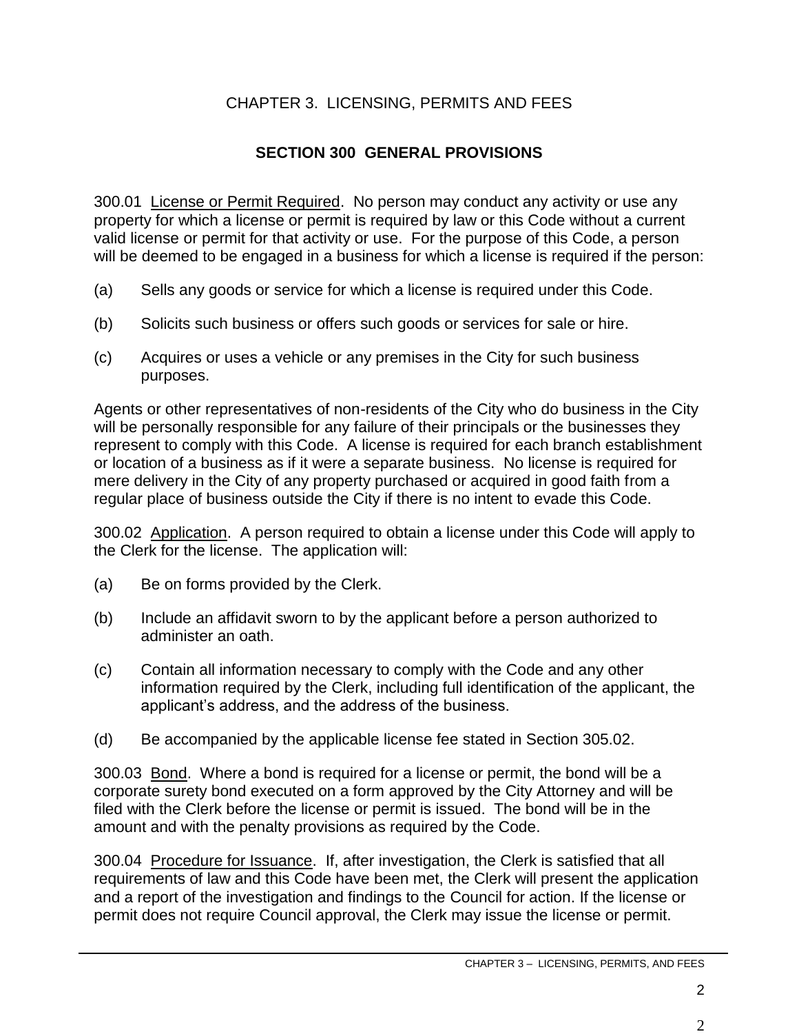CHAPTER 3. LICENSING, PERMITS AND FEES

## SECTION 300 GENERAL PROVISIONS

300.01 License or Permit Required. No person may conduct any activity or use any property for which a license or permit is required by law or this Code without a current valid license or permit for that activity or use. For the purpose of this Code, a person will be deemed to be engaged in a business for which a license is required if the person:

(a) Sells any goods or service for which a license is required under this Code.

(b) Solicits such business or offers such goods or services for sale or hire.

(c) Acquires or uses a vehicle or any premises in the City for such business purposes.

Agents or other representatives of non-residents of the City who do business in the City will be personally responsible for any failure of their principals or the businesses they represent to comply with this Code. A license is required for each branch establishment or location of a business as if it were a separate business. No license is required for mere delivery in the City of any property purchased or acquired in good faith from a regular place of business outside the City if there is no intent to evade this Code.

300.02 Application. A person required to obtain a license under this Code will apply to the Clerk for the license. The application will:

(a) Be on forms provided by the Clerk.

(b) Include an affidavit sworn to by the applicant before a person authorized to administer an oath.

(c) Contain all information necessary to comply with the Code and any other information required by the Clerk, including full identification of the applicant, the applicant's address, and the address of the business.

(d) Be accompanied by the applicable license fee stated in Section 305.02.

300.03 Bond. Where a bond is required for a license or permit, the bond will be a corporate surety bond executed on a form approved by the City Attorney and will be filed with the Clerk before the license or permit is issued. The bond will be in the amount and with the penalty provisions as required by the Code.

300.04 Procedure for Issuance. If, after investigation, the Clerk is satisfied that all requirements of law and this Code have been met, the Clerk will present the application and a report of the investigation and findings to the Council for action. If the license or permit does not require Council approval, the Clerk may issue the license or permit.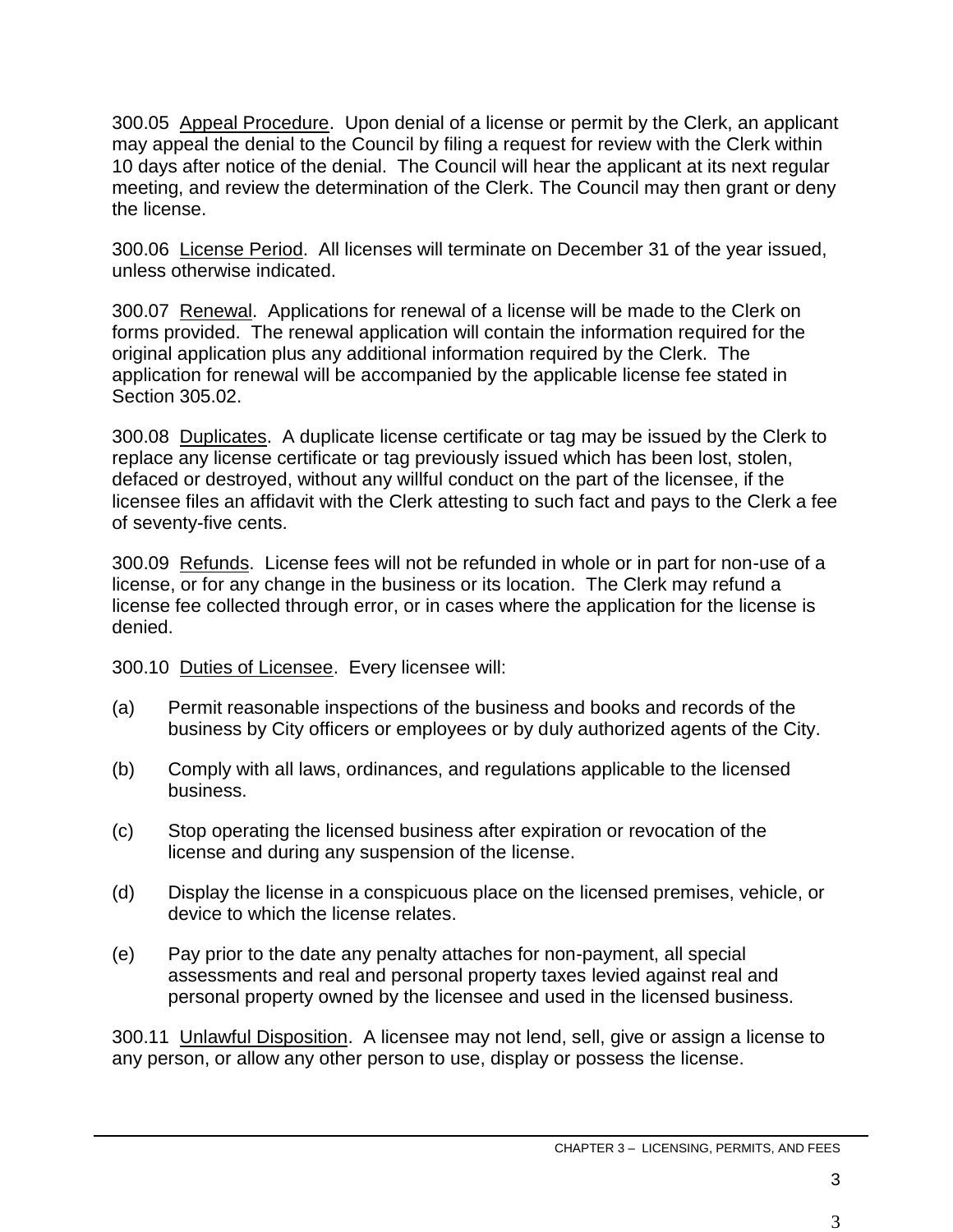300.05 Appeal Procedure. Upon denial of a license or permit by the Clerk, an applicant may appeal the denial to the Council by filing a request for review with the Clerk within 10 days after notice of the denial. The Council will hear the applicant at its next regular meeting, and review the determination of the Clerk. The Council may then grant or deny the license.

300.06 License Period. All licenses will terminate on December 31 of the year issued, unless otherwise indicated.

300.07 Renewal. Applications for renewal of a license will be made to the Clerk on forms provided. The renewal application will contain the information required for the original application plus any additional information required by the Clerk. The application for renewal will be accompanied by the applicable license fee stated in Section 305.02.

300.08 Duplicates. A duplicate license certificate or tag may be issued by the Clerk to replace any license certificate or tag previously issued which has been lost, stolen, defaced or destroyed, without any willful conduct on the part of the licensee, if the licensee files an affidavit with the Clerk attesting to such fact and pays to the Clerk a fee of seventy-five cents.

300.09 Refunds. License fees will not be refunded in whole or in part for non-use of a license, or for any change in the business or its location. The Clerk may refund a license fee collected through error, or in cases where the application for the license is denied.

300.10 Duties of Licensee. Every licensee will:

(a) Permit reasonable inspections of the business and books and records of the business by City officers or employees or by duly authorized agents of the City.

(b) Comply with all laws, ordinances, and regulations applicable to the licensed business.

(c) Stop operating the licensed business after expiration or revocation of the license and during any suspension of the license.

(d) Display the license in a conspicuous place on the licensed premises, vehicle, or device to which the license relates.

(e) Pay prior to the date any penalty attaches for non-payment, all special assessments and real and personal property taxes levied against real and personal property owned by the licensee and used in the licensed business.

300.11 Unlawful Disposition. A licensee may not lend, sell, give or assign a license to any person, or allow any other person to use, display or possess the license.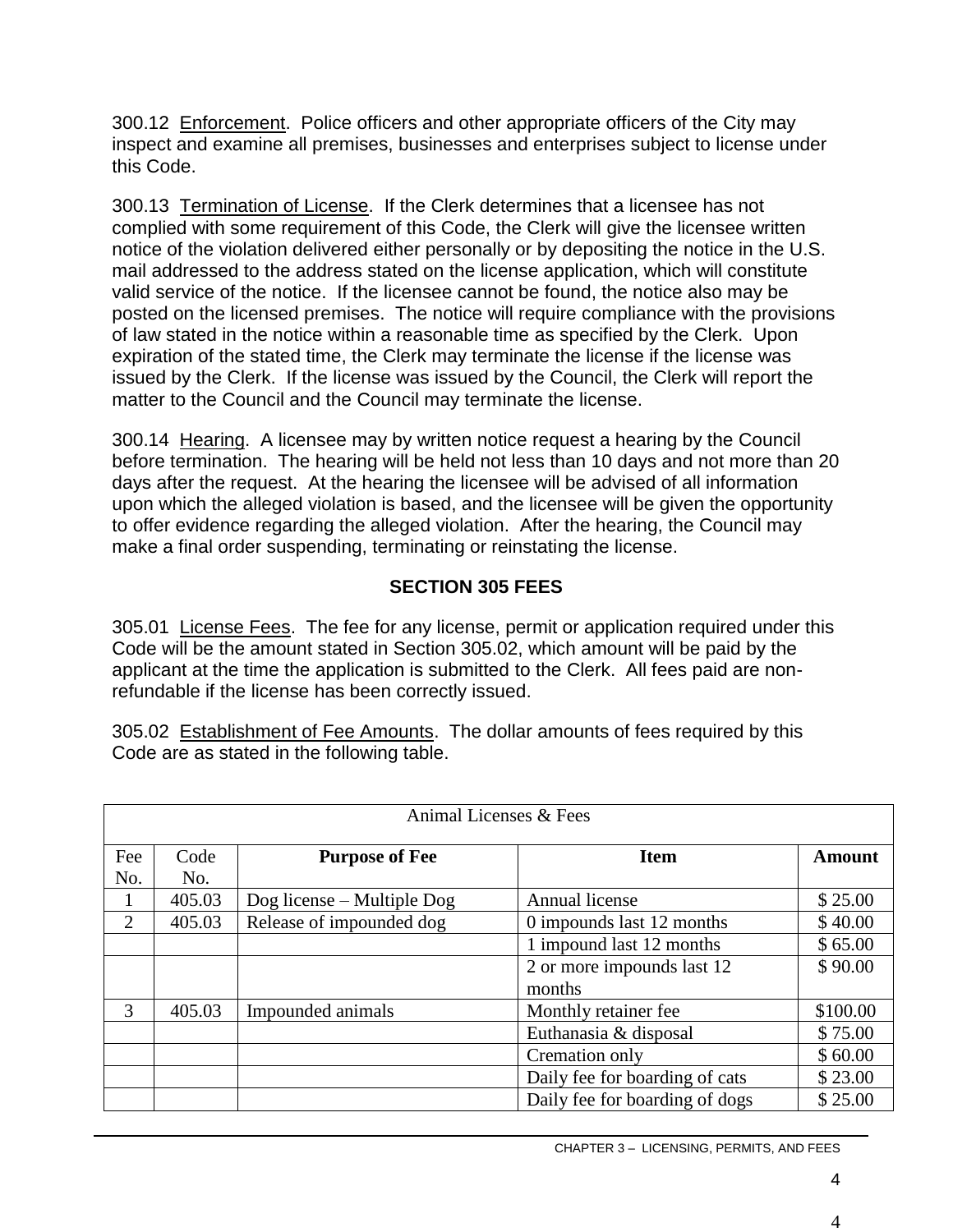300.12 Enforcement. Police officers and other appropriate officers of the City may inspect and examine all premises, businesses and enterprises subject to license under this Code.

300.13 Termination of License. If the Clerk determines that a licensee has not complied with some requirement of this Code, the Clerk will give the licensee written notice of the violation delivered either personally or by depositing the notice in the U.S. mail addressed to the address stated on the license application, which will constitute valid service of the notice. If the licensee cannot be found, the notice also may be posted on the licensed premises. The notice will require compliance with the provisions of law stated in the notice within a reasonable time as specified by the Clerk. Upon expiration of the stated time, the Clerk may terminate the license if the license was issued by the Clerk. If the license was issued by the Council, the Clerk will report the matter to the Council and the Council may terminate the license.

300.14 Hearing. A licensee may by written notice request a hearing by the Council before termination. The hearing will be held not less than 10 days and not more than 20 days after the request. At the hearing the licensee will be advised of all information upon which the alleged violation is based, and the licensee will be given the opportunity to offer evidence regarding the alleged violation. After the hearing, the Council may make a final order suspending, terminating or reinstating the license.

## SECTION 305 FEES

305.01 License Fees. The fee for any license, permit or application required under this Code will be the amount stated in Section 305.02, which amount will be paid by the applicant at the time the application is submitted to the Clerk. All fees paid are non-refundable if the license has been correctly issued.

305.02 Establishment of Fee Amounts. The dollar amounts of fees required by this Code are as stated in the following table.

| Animal Licenses & Fees | | | | |
|---|---|---|---|---|
| Fee No. | Code No. | **Purpose of Fee** | **Item** | **Amount** |
| 1 | 405.03 | Dog license – Multiple Dog | Annual license | $ 25.00 |
| 2 | 405.03 | Release of impounded dog | 0 impounds last 12 months | $ 40.00 |
| | | | 1 impound last 12 months | $ 65.00 |
| | | | 2 or more impounds last 12 months | $ 90.00 |
| 3 | 405.03 | Impounded animals | Monthly retainer fee | $100.00 |
| | | | Euthanasia & disposal | $ 75.00 |
| | | | Cremation only | $ 60.00 |
| | | | Daily fee for boarding of cats | $ 23.00 |
| | | | Daily fee for boarding of dogs | $ 25.00 |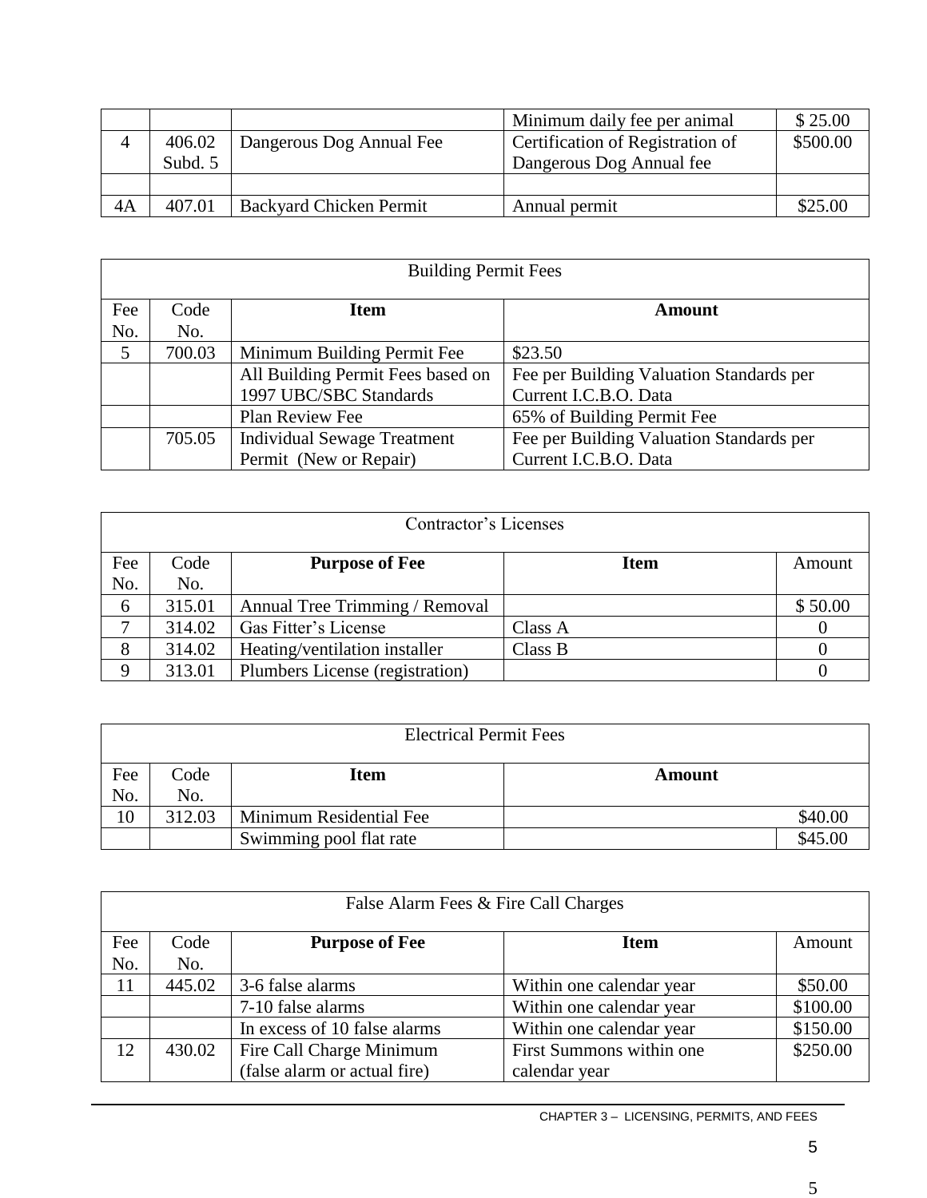|  |  |  | Minimum daily fee per animal | $ 25.00 |
|---|---|---|---|---|
| 4 | 406.02 Subd. 5 | Dangerous Dog Annual Fee | Certification of Registration of Dangerous Dog Annual fee | $500.00 |
|  |  |  |  |  |
| 4A | 407.01 | Backyard Chicken Permit | Annual permit | $25.00 |

| Building Permit Fees | | | |
|---|---|---|---|
| Fee No. | Code No. | **Item** | **Amount** |
| 5 | 700.03 | Minimum Building Permit Fee | $23.50 |
|  |  | All Building Permit Fees based on 1997 UBC/SBC Standards | Fee per Building Valuation Standards per Current I.C.B.O. Data |
|  |  | Plan Review Fee | 65% of Building Permit Fee |
|  | 705.05 | Individual Sewage Treatment Permit (New or Repair) | Fee per Building Valuation Standards per Current I.C.B.O. Data |

| Contractor’s Licenses | | | | |
|---|---|---|---|---|
| Fee No. | Code No. | **Purpose of Fee** | **Item** | Amount |
| 6 | 315.01 | Annual Tree Trimming / Removal |  | $ 50.00 |
| 7 | 314.02 | Gas Fitter’s License | Class A | 0 |
| 8 | 314.02 | Heating/ventilation installer | Class B | 0 |
| 9 | 313.01 | Plumbers License (registration) |  | 0 |

| Electrical Permit Fees | | | |
|---|---|---|---|
| Fee No. | Code No. | **Item** | **Amount** |
| 10 | 312.03 | Minimum Residential Fee | $40.00 |
|  |  | Swimming pool flat rate | $45.00 |

| False Alarm Fees & Fire Call Charges | | | | |
|---|---|---|---|---|
| Fee No. | Code No. | **Purpose of Fee** | **Item** | Amount |
| 11 | 445.02 | 3-6 false alarms | Within one calendar year | $50.00 |
|  |  | 7-10 false alarms | Within one calendar year | $100.00 |
|  |  | In excess of 10 false alarms | Within one calendar year | $150.00 |
| 12 | 430.02 | Fire Call Charge Minimum (false alarm or actual fire) | First Summons within one calendar year | $250.00 |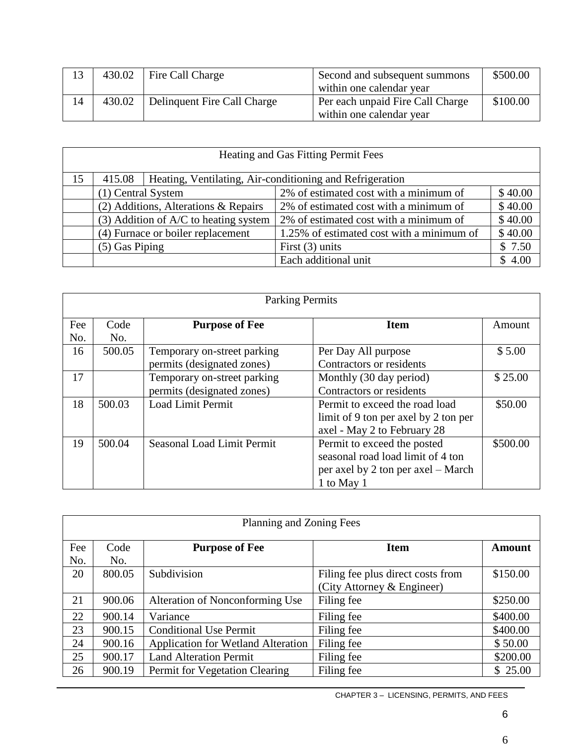| | | | | |
|---|---|---|---|---|
| 13 | 430.02 | Fire Call Charge | Second and subsequent summons within one calendar year | $500.00 |
| 14 | 430.02 | Delinquent Fire Call Charge | Per each unpaid Fire Call Charge within one calendar year | $100.00 |

| Heating and Gas Fitting Permit Fees | | | |
|---|---|---|---|
| 15 | 415.08 Heating, Ventilating, Air-conditioning and Refrigeration | | |
| | (1) Central System | 2% of estimated cost with a minimum of | $ 40.00 |
| | (2) Additions, Alterations & Repairs | 2% of estimated cost with a minimum of | $ 40.00 |
| | (3) Addition of A/C to heating system | 2% of estimated cost with a minimum of | $ 40.00 |
| | (4) Furnace or boiler replacement | 1.25% of estimated cost with a minimum of | $ 40.00 |
| | (5) Gas Piping | First (3) units | $ 7.50 |
| | | Each additional unit | $ 4.00 |

| Parking Permits | | | | |
|---|---|---|---|---|
| Fee No. | Code No. | **Purpose of Fee** | **Item** | Amount |
| 16 | 500.05 | Temporary on-street parking permits (designated zones) | Per Day All purpose Contractors or residents | $ 5.00 |
| 17 | | Temporary on-street parking permits (designated zones) | Monthly (30 day period) Contractors or residents | $ 25.00 |
| 18 | 500.03 | Load Limit Permit | Permit to exceed the road load limit of 9 ton per axel by 2 ton per axel - May 2 to February 28 | $50.00 |
| 19 | 500.04 | Seasonal Load Limit Permit | Permit to exceed the posted seasonal road load limit of 4 ton per axel by 2 ton per axel – March 1 to May 1 | $500.00 |

| Planning and Zoning Fees | | | | |
|---|---|---|---|---|
| Fee No. | Code No. | **Purpose of Fee** | **Item** | **Amount** |
| 20 | 800.05 | Subdivision | Filing fee plus direct costs from (City Attorney & Engineer) | $150.00 |
| 21 | 900.06 | Alteration of Nonconforming Use | Filing fee | $250.00 |
| 22 | 900.14 | Variance | Filing fee | $400.00 |
| 23 | 900.15 | Conditional Use Permit | Filing fee | $400.00 |
| 24 | 900.16 | Application for Wetland Alteration | Filing fee | $ 50.00 |
| 25 | 900.17 | Land Alteration Permit | Filing fee | $200.00 |
| 26 | 900.19 | Permit for Vegetation Clearing | Filing fee | $ 25.00 |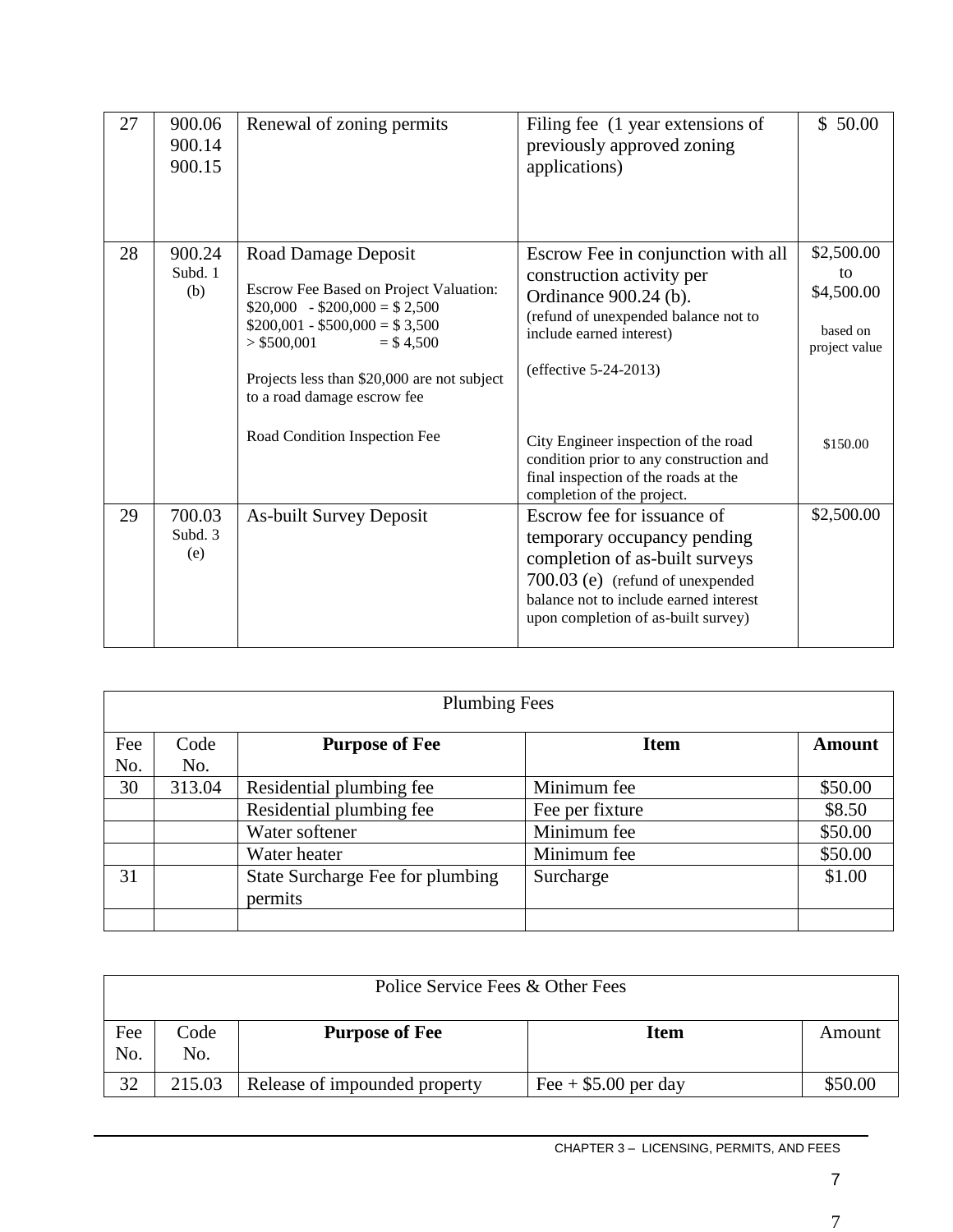| | | | | |
|---|---|---|---|---|
| 27 | 900.06<br>900.14<br>900.15 | Renewal of zoning permits | Filing fee (1 year extensions of previously approved zoning applications) | $ 50.00 |
| 28 | 900.24<br>Subd. 1<br>(b) | Road Damage Deposit<br><br>Escrow Fee Based on Project Valuation:<br>$20,000 - $200,000 = $ 2,500<br>$200,001 - $500,000 = $ 3,500<br>> $500,001 = $ 4,500<br><br>Projects less than $20,000 are not subject to a road damage escrow fee<br><br>Road Condition Inspection Fee | Escrow Fee in conjunction with all construction activity per Ordinance 900.24 (b).<br>(refund of unexpended balance not to include earned interest)<br><br>(effective 5-24-2013)<br><br>City Engineer inspection of the road condition prior to any construction and final inspection of the roads at the completion of the project. | $2,500.00 to $4,500.00<br><br>based on project value<br><br>$150.00 |
| 29 | 700.03<br>Subd. 3<br>(e) | As-built Survey Deposit | Escrow fee for issuance of temporary occupancy pending completion of as-built surveys 700.03 (e) (refund of unexpended balance not to include earned interest upon completion of as-built survey) | $2,500.00 |

| Plumbing Fees | | | | |
|---|---|---|---|---|
| Fee No. | Code No. | **Purpose of Fee** | **Item** | **Amount** |
| 30 | 313.04 | Residential plumbing fee | Minimum fee | $50.00 |
| | | Residential plumbing fee | Fee per fixture | $8.50 |
| | | Water softener | Minimum fee | $50.00 |
| | | Water heater | Minimum fee | $50.00 |
| 31 | | State Surcharge Fee for plumbing permits | Surcharge | $1.00 |
| | | | | |

| Police Service Fees & Other Fees | | | | |
|---|---|---|---|---|
| Fee No. | Code No. | **Purpose of Fee** | **Item** | Amount |
| 32 | 215.03 | Release of impounded property | Fee + $5.00 per day | $50.00 |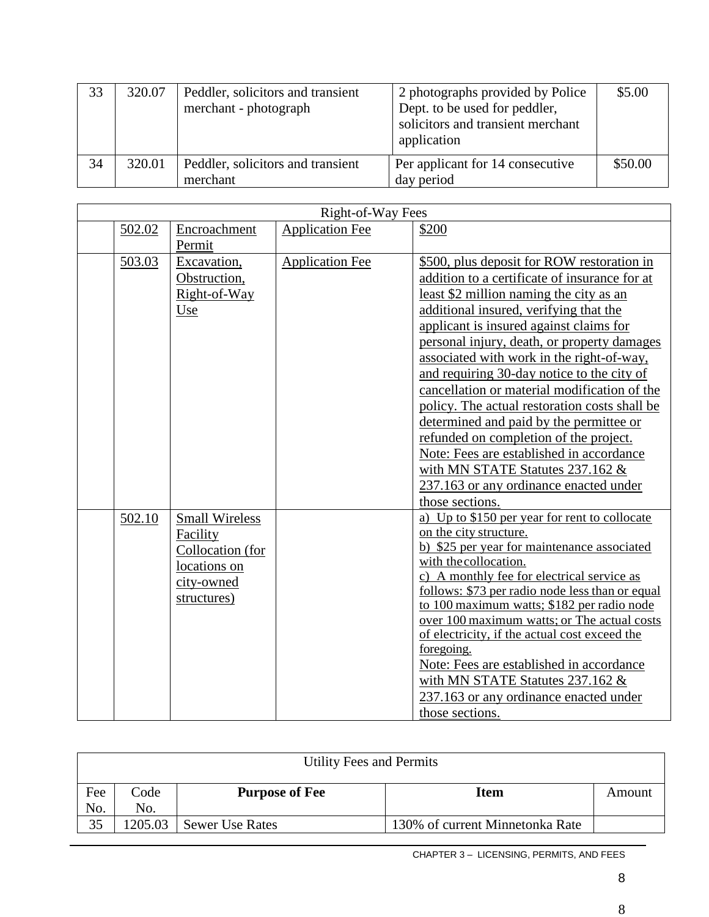| 33 | 320.07 | Peddler, solicitors and transient merchant - photograph | 2 photographs provided by Police Dept. to be used for peddler, solicitors and transient merchant application | $5.00 |
|---|---|---|---|---|
| 34 | 320.01 | Peddler, solicitors and transient merchant | Per applicant for 14 consecutive day period | $50.00 |

| Right-of-Way Fees | | | | |
|---|---|---|---|---|
| | 502.02 | Encroachment Permit | Application Fee | $200 |
| | 503.03 | Excavation, Obstruction, Right-of-Way Use | Application Fee | $500, plus deposit for ROW restoration in addition to a certificate of insurance for at least $2 million naming the city as an additional insured, verifying that the applicant is insured against claims for personal injury, death, or property damages associated with work in the right-of-way, and requiring 30-day notice to the city of cancellation or material modification of the policy. The actual restoration costs shall be determined and paid by the permittee or refunded on completion of the project. Note: Fees are established in accordance with MN STATE Statutes 237.162 & 237.163 or any ordinance enacted under those sections. |
| | 502.10 | Small Wireless Facility Collocation (for locations on city-owned structures) | | a) Up to $150 per year for rent to collocate on the city structure. b) $25 per year for maintenance associated with the collocation. c) A monthly fee for electrical service as follows: $73 per radio node less than or equal to 100 maximum watts; $182 per radio node over 100 maximum watts; or The actual costs of electricity, if the actual cost exceed the foregoing. Note: Fees are established in accordance with MN STATE Statutes 237.162 & 237.163 or any ordinance enacted under those sections. |

| Utility Fees and Permits | | | | |
|---|---|---|---|---|
| Fee No. | Code No. | **Purpose of Fee** | **Item** | Amount |
| 35 | 1205.03 | Sewer Use Rates | 130% of current Minnetonka Rate | |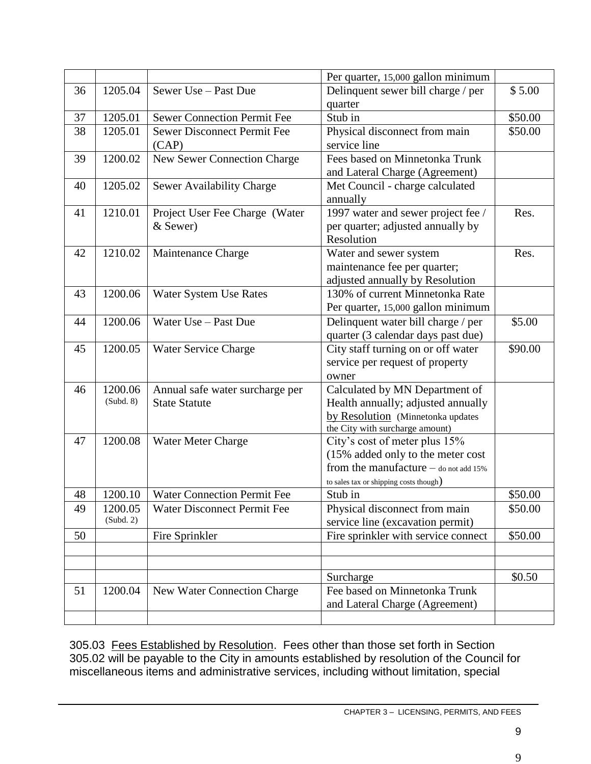| | | | | |
|---|---|---|---|---|
| | | | Per quarter, 15,000 gallon minimum | |
| 36 | 1205.04 | Sewer Use – Past Due | Delinquent sewer bill charge / per quarter | $ 5.00 |
| 37 | 1205.01 | Sewer Connection Permit Fee | Stub in | $50.00 |
| 38 | 1205.01 | Sewer Disconnect Permit Fee (CAP) | Physical disconnect from main service line | $50.00 |
| 39 | 1200.02 | New Sewer Connection Charge | Fees based on Minnetonka Trunk and Lateral Charge (Agreement) | |
| 40 | 1205.02 | Sewer Availability Charge | Met Council - charge calculated annually | |
| 41 | 1210.01 | Project User Fee Charge (Water & Sewer) | 1997 water and sewer project fee / per quarter; adjusted annually by Resolution | Res. |
| 42 | 1210.02 | Maintenance Charge | Water and sewer system maintenance fee per quarter; adjusted annually by Resolution | Res. |
| 43 | 1200.06 | Water System Use Rates | 130% of current Minnetonka Rate Per quarter, 15,000 gallon minimum | |
| 44 | 1200.06 | Water Use – Past Due | Delinquent water bill charge / per quarter (3 calendar days past due) | $5.00 |
| 45 | 1200.05 | Water Service Charge | City staff turning on or off water service per request of property owner | $90.00 |
| 46 | 1200.06 (Subd. 8) | Annual safe water surcharge per State Statute | Calculated by MN Department of Health annually; adjusted annually by Resolution (Minnetonka updates the City with surcharge amount) | |
| 47 | 1200.08 | Water Meter Charge | City's cost of meter plus 15% (15% added only to the meter cost from the manufacture – do not add 15% to sales tax or shipping costs though) | |
| 48 | 1200.10 | Water Connection Permit Fee | Stub in | $50.00 |
| 49 | 1200.05 (Subd. 2) | Water Disconnect Permit Fee | Physical disconnect from main service line (excavation permit) | $50.00 |
| 50 | | Fire Sprinkler | Fire sprinkler with service connect | $50.00 |
| | | | | |
| | | | | |
| | | | Surcharge | $0.50 |
| 51 | 1200.04 | New Water Connection Charge | Fee based on Minnetonka Trunk and Lateral Charge (Agreement) | |
| | | | | |

305.03 Fees Established by Resolution. Fees other than those set forth in Section 305.02 will be payable to the City in amounts established by resolution of the Council for miscellaneous items and administrative services, including without limitation, special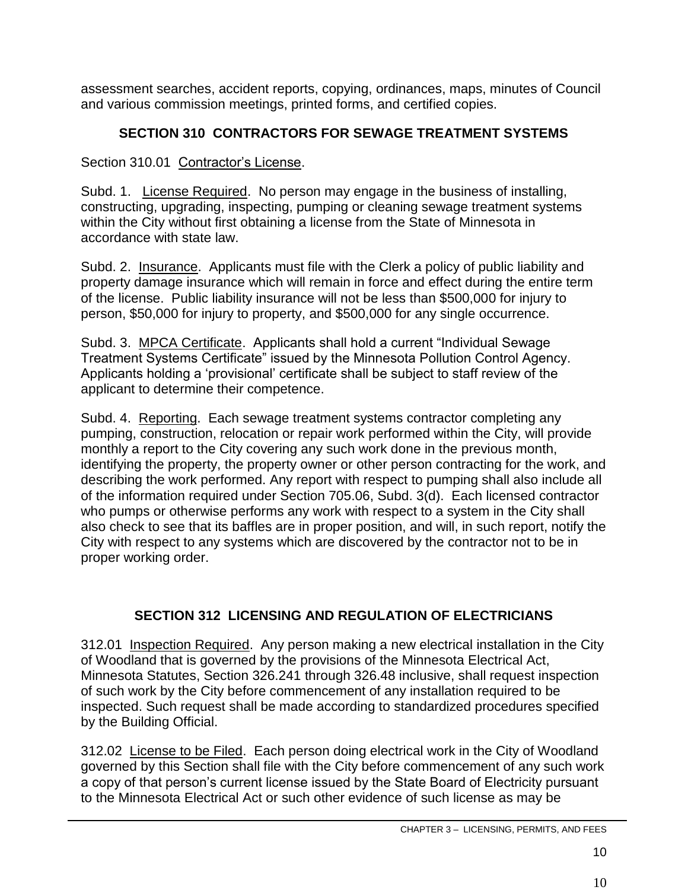assessment searches, accident reports, copying, ordinances, maps, minutes of Council and various commission meetings, printed forms, and certified copies.

## SECTION 310 CONTRACTORS FOR SEWAGE TREATMENT SYSTEMS

Section 310.01 Contractor's License.

Subd. 1. License Required. No person may engage in the business of installing, constructing, upgrading, inspecting, pumping or cleaning sewage treatment systems within the City without first obtaining a license from the State of Minnesota in accordance with state law.

Subd. 2. Insurance. Applicants must file with the Clerk a policy of public liability and property damage insurance which will remain in force and effect during the entire term of the license. Public liability insurance will not be less than $500,000 for injury to person, $50,000 for injury to property, and $500,000 for any single occurrence.

Subd. 3. MPCA Certificate. Applicants shall hold a current "Individual Sewage Treatment Systems Certificate" issued by the Minnesota Pollution Control Agency. Applicants holding a 'provisional' certificate shall be subject to staff review of the applicant to determine their competence.

Subd. 4. Reporting. Each sewage treatment systems contractor completing any pumping, construction, relocation or repair work performed within the City, will provide monthly a report to the City covering any such work done in the previous month, identifying the property, the property owner or other person contracting for the work, and describing the work performed. Any report with respect to pumping shall also include all of the information required under Section 705.06, Subd. 3(d). Each licensed contractor who pumps or otherwise performs any work with respect to a system in the City shall also check to see that its baffles are in proper position, and will, in such report, notify the City with respect to any systems which are discovered by the contractor not to be in proper working order.

## SECTION 312 LICENSING AND REGULATION OF ELECTRICIANS

312.01 Inspection Required. Any person making a new electrical installation in the City of Woodland that is governed by the provisions of the Minnesota Electrical Act, Minnesota Statutes, Section 326.241 through 326.48 inclusive, shall request inspection of such work by the City before commencement of any installation required to be inspected. Such request shall be made according to standardized procedures specified by the Building Official.

312.02 License to be Filed. Each person doing electrical work in the City of Woodland governed by this Section shall file with the City before commencement of any such work a copy of that person's current license issued by the State Board of Electricity pursuant to the Minnesota Electrical Act or such other evidence of such license as may be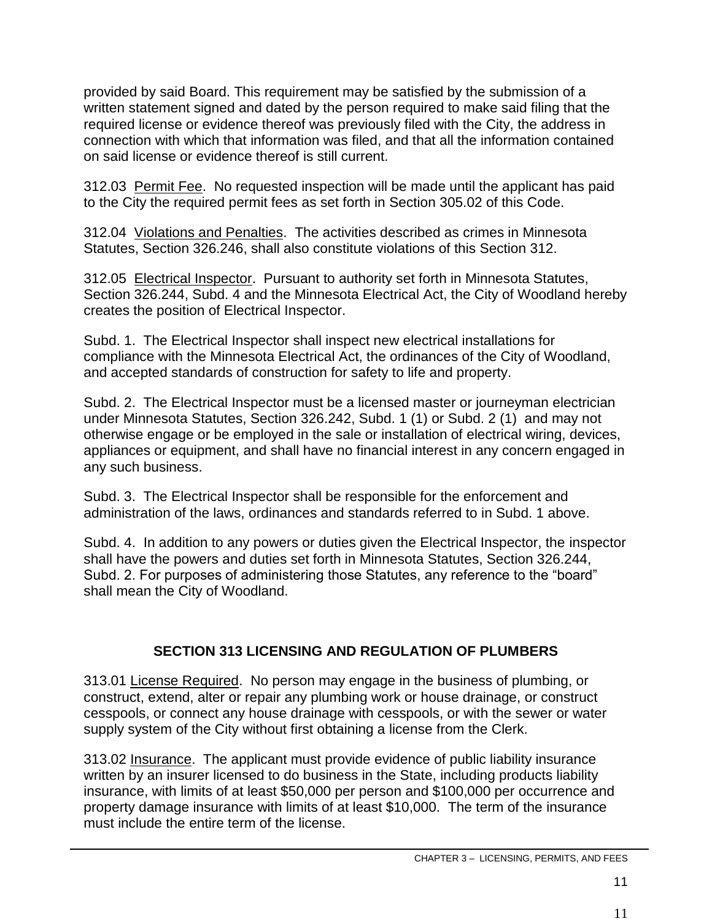provided by said Board. This requirement may be satisfied by the submission of a written statement signed and dated by the person required to make said filing that the required license or evidence thereof was previously filed with the City, the address in connection with which that information was filed, and that all the information contained on said license or evidence thereof is still current.

312.03 Permit Fee. No requested inspection will be made until the applicant has paid to the City the required permit fees as set forth in Section 305.02 of this Code.

312.04 Violations and Penalties. The activities described as crimes in Minnesota Statutes, Section 326.246, shall also constitute violations of this Section 312.

312.05 Electrical Inspector. Pursuant to authority set forth in Minnesota Statutes, Section 326.244, Subd. 4 and the Minnesota Electrical Act, the City of Woodland hereby creates the position of Electrical Inspector.

Subd. 1. The Electrical Inspector shall inspect new electrical installations for compliance with the Minnesota Electrical Act, the ordinances of the City of Woodland, and accepted standards of construction for safety to life and property.

Subd. 2. The Electrical Inspector must be a licensed master or journeyman electrician under Minnesota Statutes, Section 326.242, Subd. 1 (1) or Subd. 2 (1) and may not otherwise engage or be employed in the sale or installation of electrical wiring, devices, appliances or equipment, and shall have no financial interest in any concern engaged in any such business.

Subd. 3. The Electrical Inspector shall be responsible for the enforcement and administration of the laws, ordinances and standards referred to in Subd. 1 above.

Subd. 4. In addition to any powers or duties given the Electrical Inspector, the inspector shall have the powers and duties set forth in Minnesota Statutes, Section 326.244, Subd. 2. For purposes of administering those Statutes, any reference to the "board" shall mean the City of Woodland.

## SECTION 313 LICENSING AND REGULATION OF PLUMBERS

313.01 License Required. No person may engage in the business of plumbing, or construct, extend, alter or repair any plumbing work or house drainage, or construct cesspools, or connect any house drainage with cesspools, or with the sewer or water supply system of the City without first obtaining a license from the Clerk.

313.02 Insurance. The applicant must provide evidence of public liability insurance written by an insurer licensed to do business in the State, including products liability insurance, with limits of at least $50,000 per person and $100,000 per occurrence and property damage insurance with limits of at least $10,000. The term of the insurance must include the entire term of the license.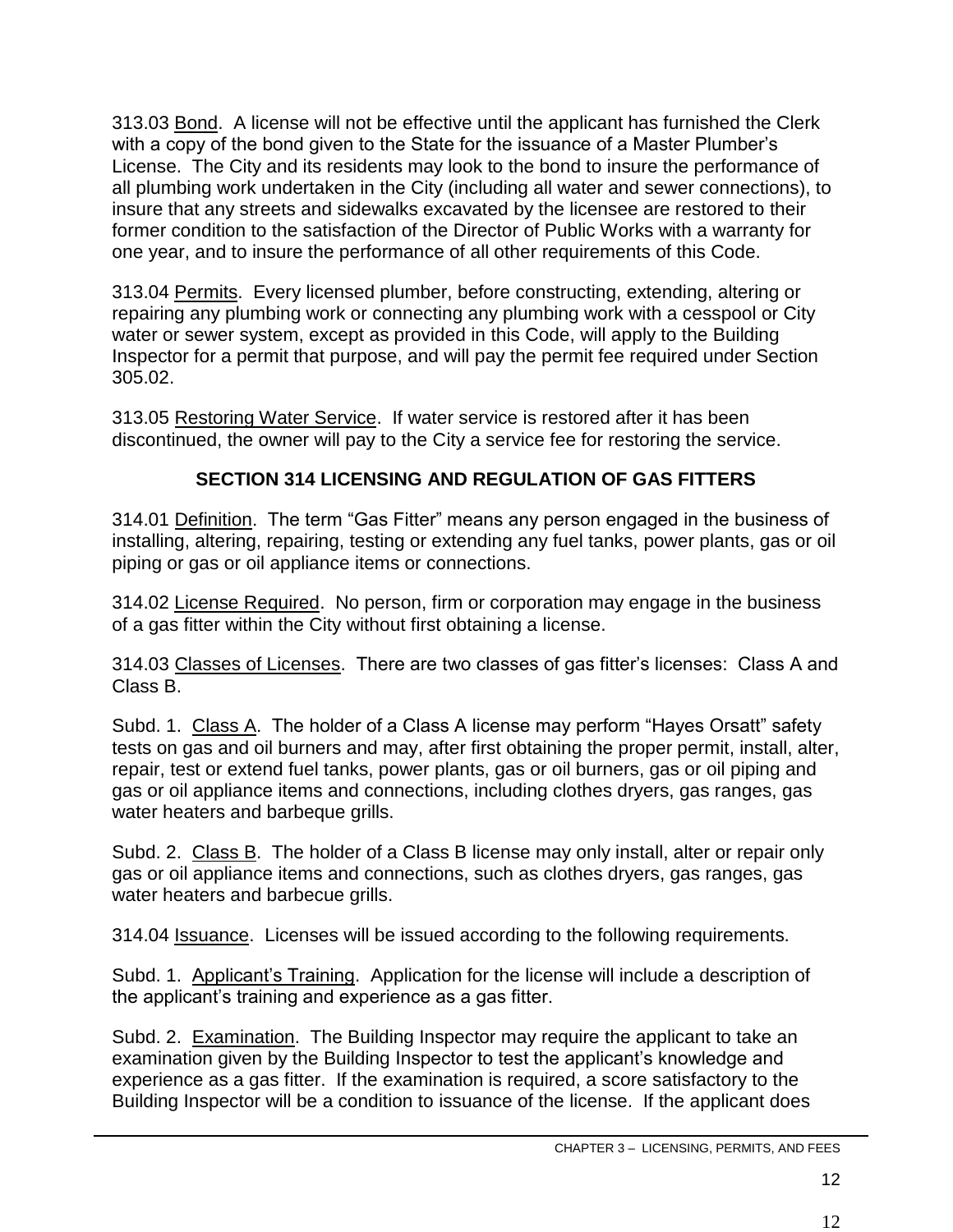313.03 Bond. A license will not be effective until the applicant has furnished the Clerk with a copy of the bond given to the State for the issuance of a Master Plumber's License. The City and its residents may look to the bond to insure the performance of all plumbing work undertaken in the City (including all water and sewer connections), to insure that any streets and sidewalks excavated by the licensee are restored to their former condition to the satisfaction of the Director of Public Works with a warranty for one year, and to insure the performance of all other requirements of this Code.

313.04 Permits. Every licensed plumber, before constructing, extending, altering or repairing any plumbing work or connecting any plumbing work with a cesspool or City water or sewer system, except as provided in this Code, will apply to the Building Inspector for a permit that purpose, and will pay the permit fee required under Section 305.02.

313.05 Restoring Water Service. If water service is restored after it has been discontinued, the owner will pay to the City a service fee for restoring the service.

## SECTION 314 LICENSING AND REGULATION OF GAS FITTERS

314.01 Definition. The term "Gas Fitter" means any person engaged in the business of installing, altering, repairing, testing or extending any fuel tanks, power plants, gas or oil piping or gas or oil appliance items or connections.

314.02 License Required. No person, firm or corporation may engage in the business of a gas fitter within the City without first obtaining a license.

314.03 Classes of Licenses. There are two classes of gas fitter's licenses: Class A and Class B.

Subd. 1. Class A. The holder of a Class A license may perform "Hayes Orsatt" safety tests on gas and oil burners and may, after first obtaining the proper permit, install, alter, repair, test or extend fuel tanks, power plants, gas or oil burners, gas or oil piping and gas or oil appliance items and connections, including clothes dryers, gas ranges, gas water heaters and barbeque grills.

Subd. 2. Class B. The holder of a Class B license may only install, alter or repair only gas or oil appliance items and connections, such as clothes dryers, gas ranges, gas water heaters and barbecue grills.

314.04 Issuance. Licenses will be issued according to the following requirements.

Subd. 1. Applicant's Training. Application for the license will include a description of the applicant's training and experience as a gas fitter.

Subd. 2. Examination. The Building Inspector may require the applicant to take an examination given by the Building Inspector to test the applicant's knowledge and experience as a gas fitter. If the examination is required, a score satisfactory to the Building Inspector will be a condition to issuance of the license. If the applicant does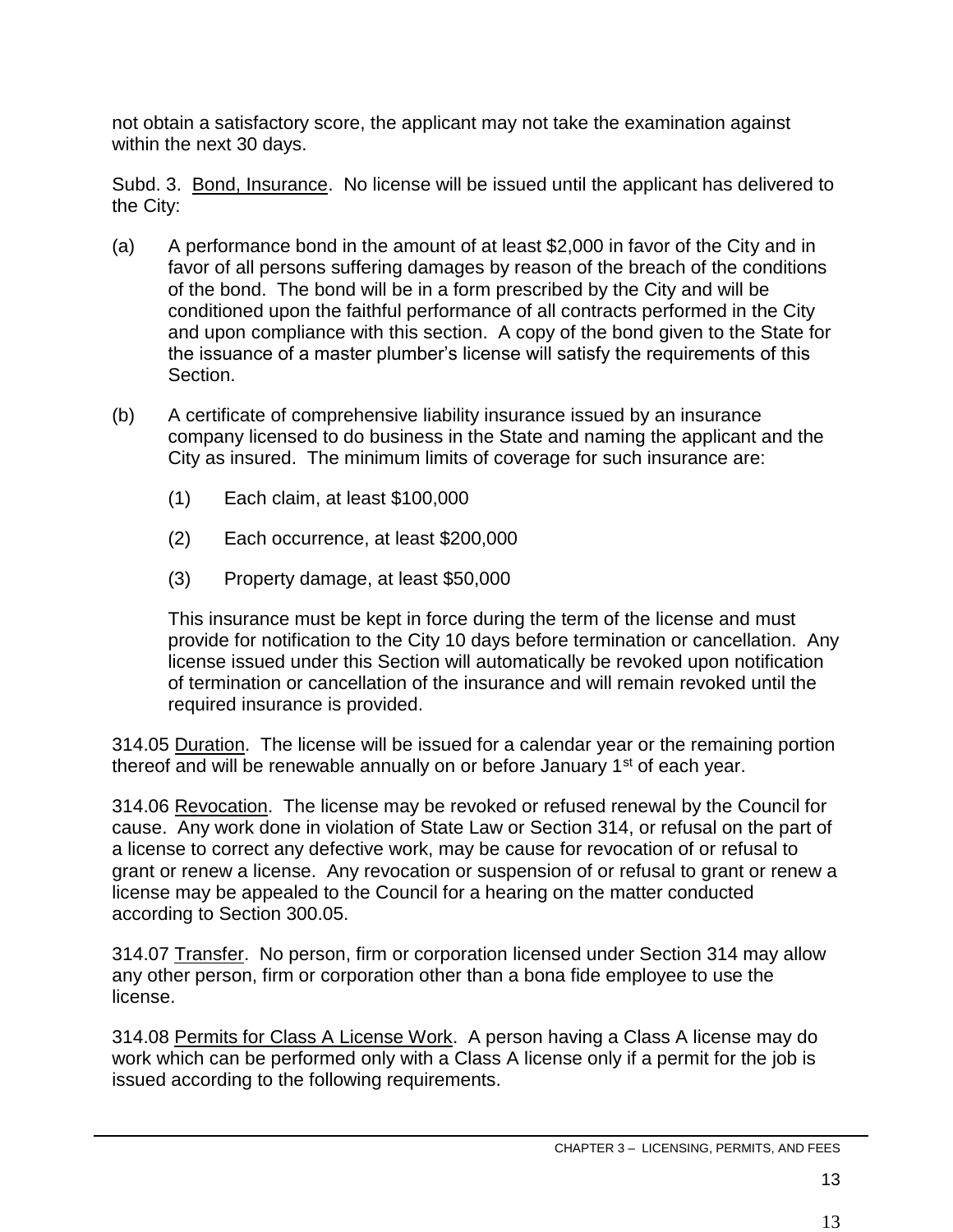not obtain a satisfactory score, the applicant may not take the examination against within the next 30 days.

Subd. 3. <u>Bond, Insurance</u>. No license will be issued until the applicant has delivered to the City:

(a) A performance bond in the amount of at least $2,000 in favor of the City and in favor of all persons suffering damages by reason of the breach of the conditions of the bond. The bond will be in a form prescribed by the City and will be conditioned upon the faithful performance of all contracts performed in the City and upon compliance with this section. A copy of the bond given to the State for the issuance of a master plumber's license will satisfy the requirements of this Section.

(b) A certificate of comprehensive liability insurance issued by an insurance company licensed to do business in the State and naming the applicant and the City as insured. The minimum limits of coverage for such insurance are:

(1) Each claim, at least $100,000

(2) Each occurrence, at least $200,000

(3) Property damage, at least $50,000

This insurance must be kept in force during the term of the license and must provide for notification to the City 10 days before termination or cancellation. Any license issued under this Section will automatically be revoked upon notification of termination or cancellation of the insurance and will remain revoked until the required insurance is provided.

314.05 <u>Duration</u>. The license will be issued for a calendar year or the remaining portion thereof and will be renewable annually on or before January 1st of each year.

314.06 <u>Revocation</u>. The license may be revoked or refused renewal by the Council for cause. Any work done in violation of State Law or Section 314, or refusal on the part of a license to correct any defective work, may be cause for revocation of or refusal to grant or renew a license. Any revocation or suspension of or refusal to grant or renew a license may be appealed to the Council for a hearing on the matter conducted according to Section 300.05.

314.07 <u>Transfer</u>. No person, firm or corporation licensed under Section 314 may allow any other person, firm or corporation other than a bona fide employee to use the license.

314.08 <u>Permits for Class A License Work</u>. A person having a Class A license may do work which can be performed only with a Class A license only if a permit for the job is issued according to the following requirements.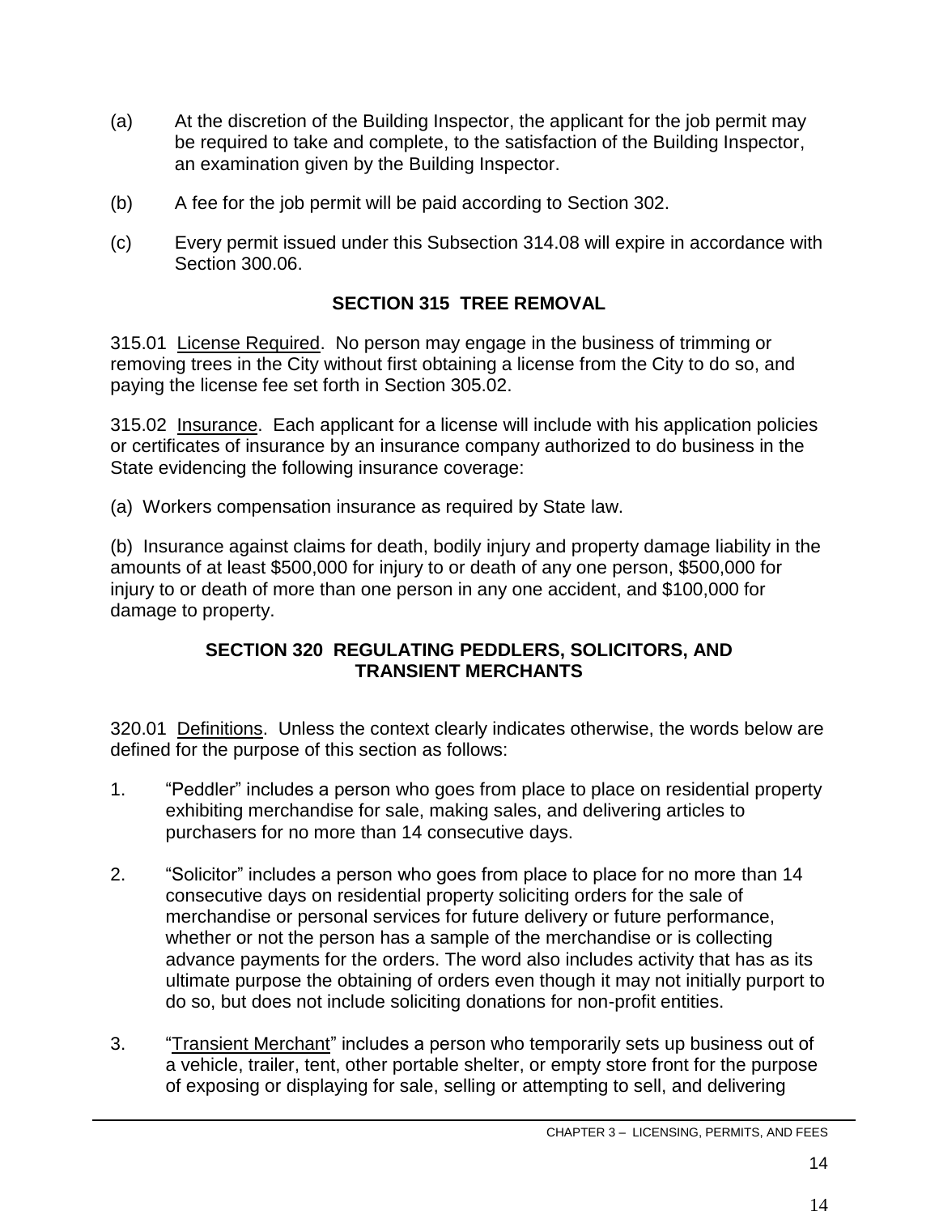(a) At the discretion of the Building Inspector, the applicant for the job permit may be required to take and complete, to the satisfaction of the Building Inspector, an examination given by the Building Inspector.

(b) A fee for the job permit will be paid according to Section 302.

(c) Every permit issued under this Subsection 314.08 will expire in accordance with Section 300.06.

## SECTION 315 TREE REMOVAL

315.01 License Required. No person may engage in the business of trimming or removing trees in the City without first obtaining a license from the City to do so, and paying the license fee set forth in Section 305.02.

315.02 Insurance. Each applicant for a license will include with his application policies or certificates of insurance by an insurance company authorized to do business in the State evidencing the following insurance coverage:

(a) Workers compensation insurance as required by State law.

(b) Insurance against claims for death, bodily injury and property damage liability in the amounts of at least $500,000 for injury to or death of any one person, $500,000 for injury to or death of more than one person in any one accident, and $100,000 for damage to property.

## SECTION 320 REGULATING PEDDLERS, SOLICITORS, AND TRANSIENT MERCHANTS

320.01 Definitions. Unless the context clearly indicates otherwise, the words below are defined for the purpose of this section as follows:

1. “Peddler” includes a person who goes from place to place on residential property exhibiting merchandise for sale, making sales, and delivering articles to purchasers for no more than 14 consecutive days.

2. “Solicitor” includes a person who goes from place to place for no more than 14 consecutive days on residential property soliciting orders for the sale of merchandise or personal services for future delivery or future performance, whether or not the person has a sample of the merchandise or is collecting advance payments for the orders. The word also includes activity that has as its ultimate purpose the obtaining of orders even though it may not initially purport to do so, but does not include soliciting donations for non-profit entities.

3. “Transient Merchant” includes a person who temporarily sets up business out of a vehicle, trailer, tent, other portable shelter, or empty store front for the purpose of exposing or displaying for sale, selling or attempting to sell, and delivering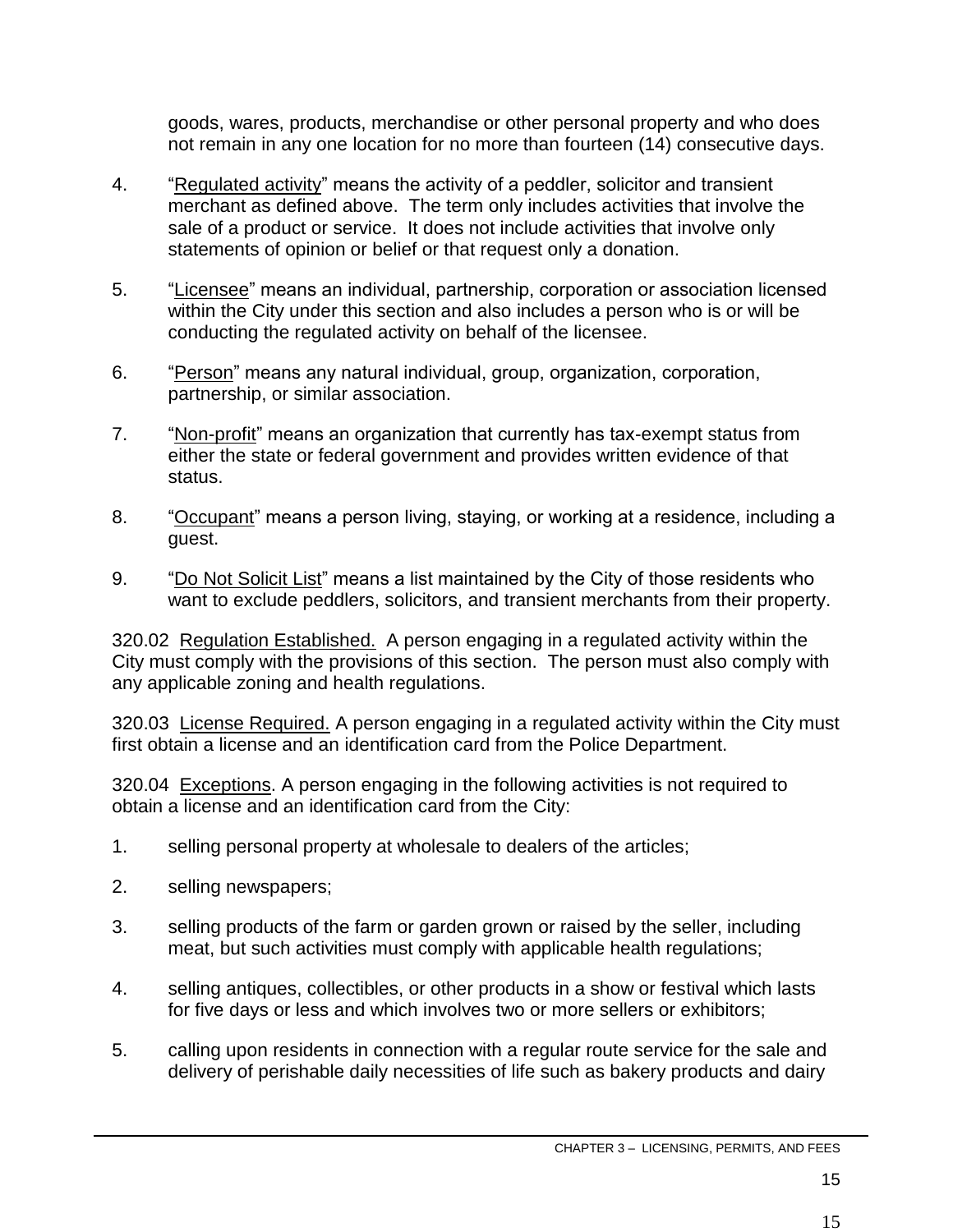goods, wares, products, merchandise or other personal property and who does not remain in any one location for no more than fourteen (14) consecutive days.

4. "Regulated activity" means the activity of a peddler, solicitor and transient merchant as defined above. The term only includes activities that involve the sale of a product or service. It does not include activities that involve only statements of opinion or belief or that request only a donation.

5. "Licensee" means an individual, partnership, corporation or association licensed within the City under this section and also includes a person who is or will be conducting the regulated activity on behalf of the licensee.

6. "Person" means any natural individual, group, organization, corporation, partnership, or similar association.

7. "Non-profit" means an organization that currently has tax-exempt status from either the state or federal government and provides written evidence of that status.

8. "Occupant" means a person living, staying, or working at a residence, including a guest.

9. "Do Not Solicit List" means a list maintained by the City of those residents who want to exclude peddlers, solicitors, and transient merchants from their property.

320.02 Regulation Established. A person engaging in a regulated activity within the City must comply with the provisions of this section. The person must also comply with any applicable zoning and health regulations.

320.03 License Required. A person engaging in a regulated activity within the City must first obtain a license and an identification card from the Police Department.

320.04 Exceptions. A person engaging in the following activities is not required to obtain a license and an identification card from the City:

1. selling personal property at wholesale to dealers of the articles;

2. selling newspapers;

3. selling products of the farm or garden grown or raised by the seller, including meat, but such activities must comply with applicable health regulations;

4. selling antiques, collectibles, or other products in a show or festival which lasts for five days or less and which involves two or more sellers or exhibitors;

5. calling upon residents in connection with a regular route service for the sale and delivery of perishable daily necessities of life such as bakery products and dairy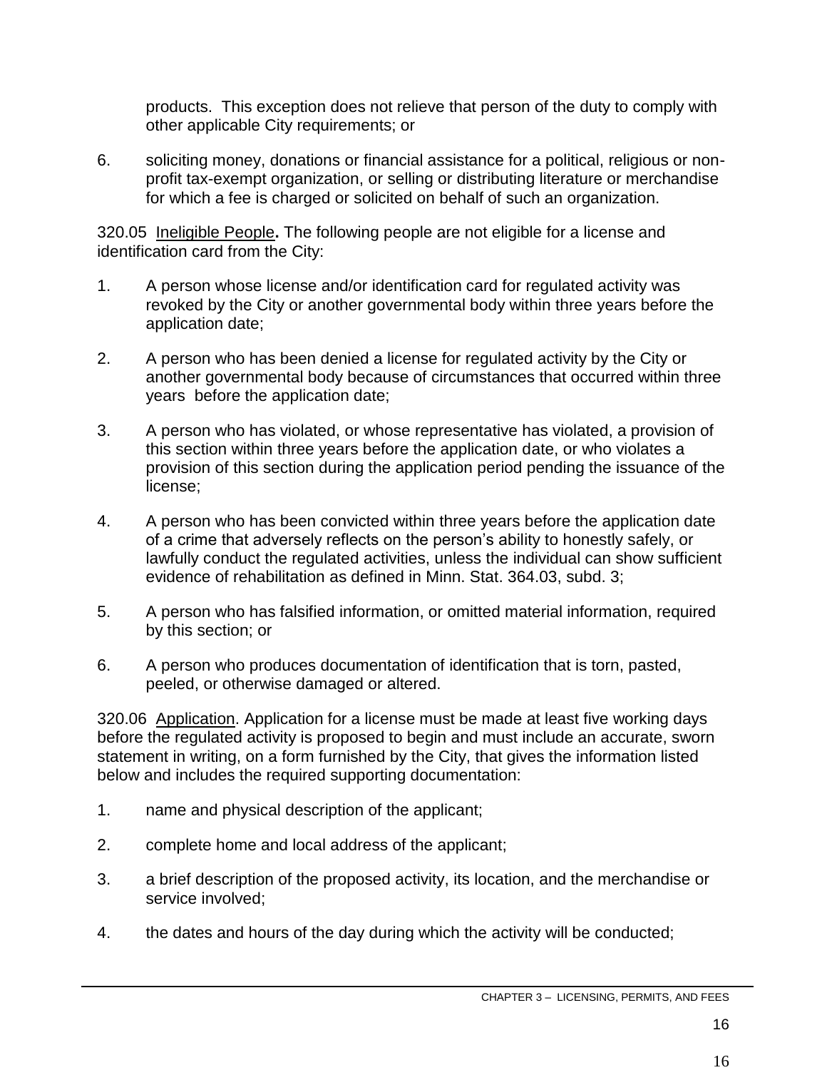products. This exception does not relieve that person of the duty to comply with other applicable City requirements; or

6. soliciting money, donations or financial assistance for a political, religious or non-profit tax-exempt organization, or selling or distributing literature or merchandise for which a fee is charged or solicited on behalf of such an organization.

320.05 <u>Ineligible People</u>**.** The following people are not eligible for a license and identification card from the City:

1. A person whose license and/or identification card for regulated activity was revoked by the City or another governmental body within three years before the application date;

2. A person who has been denied a license for regulated activity by the City or another governmental body because of circumstances that occurred within three years before the application date;

3. A person who has violated, or whose representative has violated, a provision of this section within three years before the application date, or who violates a provision of this section during the application period pending the issuance of the license;

4. A person who has been convicted within three years before the application date of a crime that adversely reflects on the person's ability to honestly safely, or lawfully conduct the regulated activities, unless the individual can show sufficient evidence of rehabilitation as defined in Minn. Stat. 364.03, subd. 3;

5. A person who has falsified information, or omitted material information, required by this section; or

6. A person who produces documentation of identification that is torn, pasted, peeled, or otherwise damaged or altered.

320.06 <u>Application</u>. Application for a license must be made at least five working days before the regulated activity is proposed to begin and must include an accurate, sworn statement in writing, on a form furnished by the City, that gives the information listed below and includes the required supporting documentation:

1. name and physical description of the applicant;

2. complete home and local address of the applicant;

3. a brief description of the proposed activity, its location, and the merchandise or service involved;

4. the dates and hours of the day during which the activity will be conducted;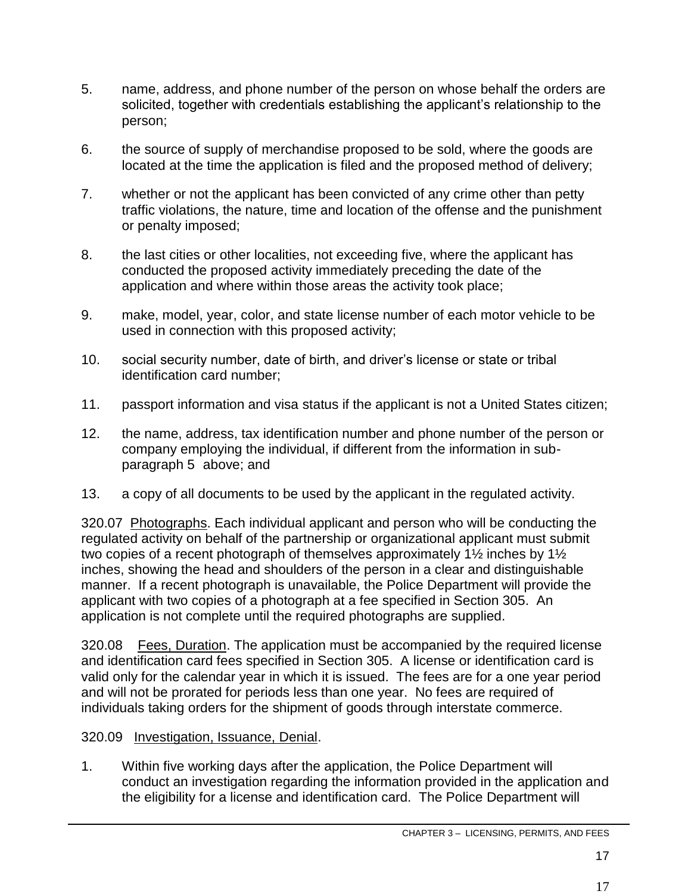5. name, address, and phone number of the person on whose behalf the orders are solicited, together with credentials establishing the applicant's relationship to the person;

6. the source of supply of merchandise proposed to be sold, where the goods are located at the time the application is filed and the proposed method of delivery;

7. whether or not the applicant has been convicted of any crime other than petty traffic violations, the nature, time and location of the offense and the punishment or penalty imposed;

8. the last cities or other localities, not exceeding five, where the applicant has conducted the proposed activity immediately preceding the date of the application and where within those areas the activity took place;

9. make, model, year, color, and state license number of each motor vehicle to be used in connection with this proposed activity;

10. social security number, date of birth, and driver's license or state or tribal identification card number;

11. passport information and visa status if the applicant is not a United States citizen;

12. the name, address, tax identification number and phone number of the person or company employing the individual, if different from the information in sub-paragraph 5 above; and

13. a copy of all documents to be used by the applicant in the regulated activity.

320.07 Photographs. Each individual applicant and person who will be conducting the regulated activity on behalf of the partnership or organizational applicant must submit two copies of a recent photograph of themselves approximately 1½ inches by 1½ inches, showing the head and shoulders of the person in a clear and distinguishable manner. If a recent photograph is unavailable, the Police Department will provide the applicant with two copies of a photograph at a fee specified in Section 305. An application is not complete until the required photographs are supplied.

320.08 Fees, Duration. The application must be accompanied by the required license and identification card fees specified in Section 305. A license or identification card is valid only for the calendar year in which it is issued. The fees are for a one year period and will not be prorated for periods less than one year. No fees are required of individuals taking orders for the shipment of goods through interstate commerce.

320.09 Investigation, Issuance, Denial.

1. Within five working days after the application, the Police Department will conduct an investigation regarding the information provided in the application and the eligibility for a license and identification card. The Police Department will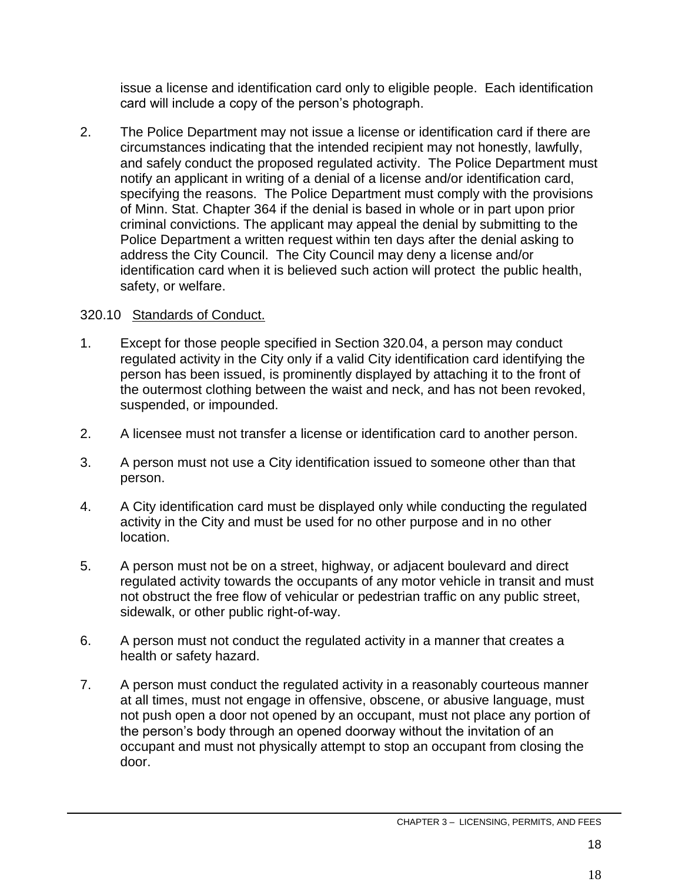issue a license and identification card only to eligible people. Each identification card will include a copy of the person's photograph.

2. The Police Department may not issue a license or identification card if there are circumstances indicating that the intended recipient may not honestly, lawfully, and safely conduct the proposed regulated activity. The Police Department must notify an applicant in writing of a denial of a license and/or identification card, specifying the reasons. The Police Department must comply with the provisions of Minn. Stat. Chapter 364 if the denial is based in whole or in part upon prior criminal convictions. The applicant may appeal the denial by submitting to the Police Department a written request within ten days after the denial asking to address the City Council. The City Council may deny a license and/or identification card when it is believed such action will protect the public health, safety, or welfare.

320.10 Standards of Conduct.

1. Except for those people specified in Section 320.04, a person may conduct regulated activity in the City only if a valid City identification card identifying the person has been issued, is prominently displayed by attaching it to the front of the outermost clothing between the waist and neck, and has not been revoked, suspended, or impounded.

2. A licensee must not transfer a license or identification card to another person.

3. A person must not use a City identification issued to someone other than that person.

4. A City identification card must be displayed only while conducting the regulated activity in the City and must be used for no other purpose and in no other location.

5. A person must not be on a street, highway, or adjacent boulevard and direct regulated activity towards the occupants of any motor vehicle in transit and must not obstruct the free flow of vehicular or pedestrian traffic on any public street, sidewalk, or other public right-of-way.

6. A person must not conduct the regulated activity in a manner that creates a health or safety hazard.

7. A person must conduct the regulated activity in a reasonably courteous manner at all times, must not engage in offensive, obscene, or abusive language, must not push open a door not opened by an occupant, must not place any portion of the person's body through an opened doorway without the invitation of an occupant and must not physically attempt to stop an occupant from closing the door.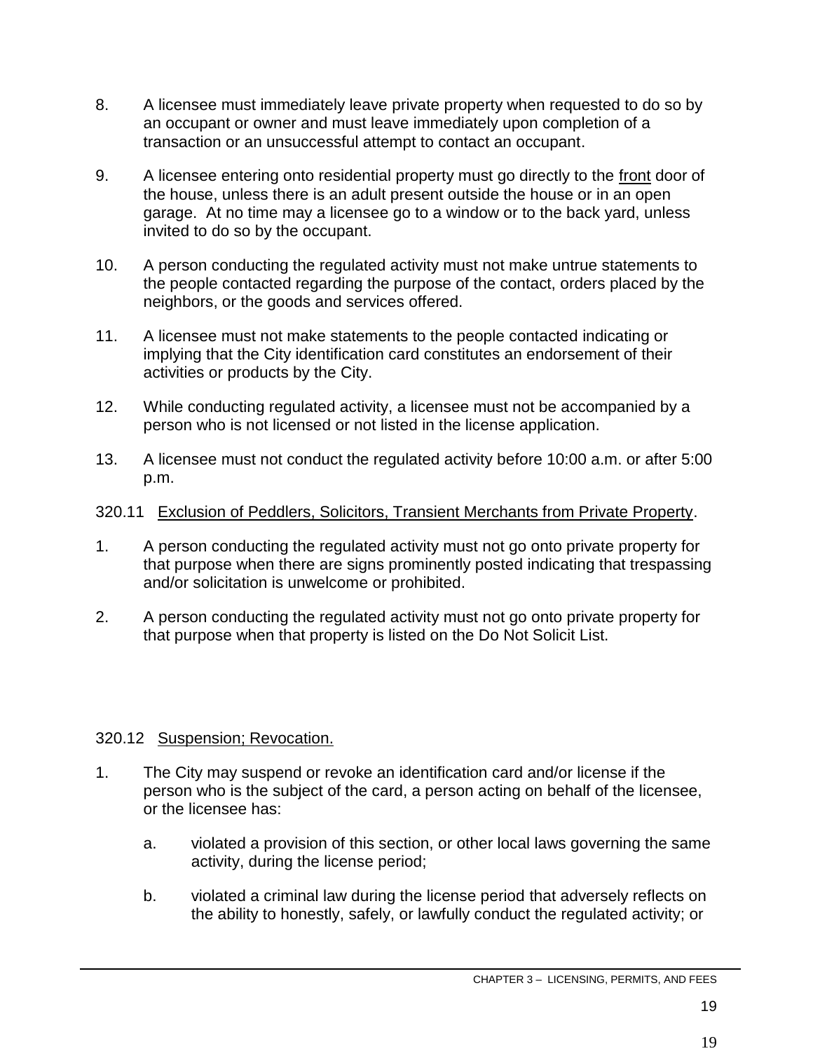8. A licensee must immediately leave private property when requested to do so by an occupant or owner and must leave immediately upon completion of a transaction or an unsuccessful attempt to contact an occupant.

9. A licensee entering onto residential property must go directly to the <u>front</u> door of the house, unless there is an adult present outside the house or in an open garage. At no time may a licensee go to a window or to the back yard, unless invited to do so by the occupant.

10. A person conducting the regulated activity must not make untrue statements to the people contacted regarding the purpose of the contact, orders placed by the neighbors, or the goods and services offered.

11. A licensee must not make statements to the people contacted indicating or implying that the City identification card constitutes an endorsement of their activities or products by the City.

12. While conducting regulated activity, a licensee must not be accompanied by a person who is not licensed or not listed in the license application.

13. A licensee must not conduct the regulated activity before 10:00 a.m. or after 5:00 p.m.

320.11 <u>Exclusion of Peddlers, Solicitors, Transient Merchants from Private Property</u>.

1. A person conducting the regulated activity must not go onto private property for that purpose when there are signs prominently posted indicating that trespassing and/or solicitation is unwelcome or prohibited.

2. A person conducting the regulated activity must not go onto private property for that purpose when that property is listed on the Do Not Solicit List.

320.12 <u>Suspension; Revocation.</u>

1. The City may suspend or revoke an identification card and/or license if the person who is the subject of the card, a person acting on behalf of the licensee, or the licensee has:

   a. violated a provision of this section, or other local laws governing the same activity, during the license period;

   b. violated a criminal law during the license period that adversely reflects on the ability to honestly, safely, or lawfully conduct the regulated activity; or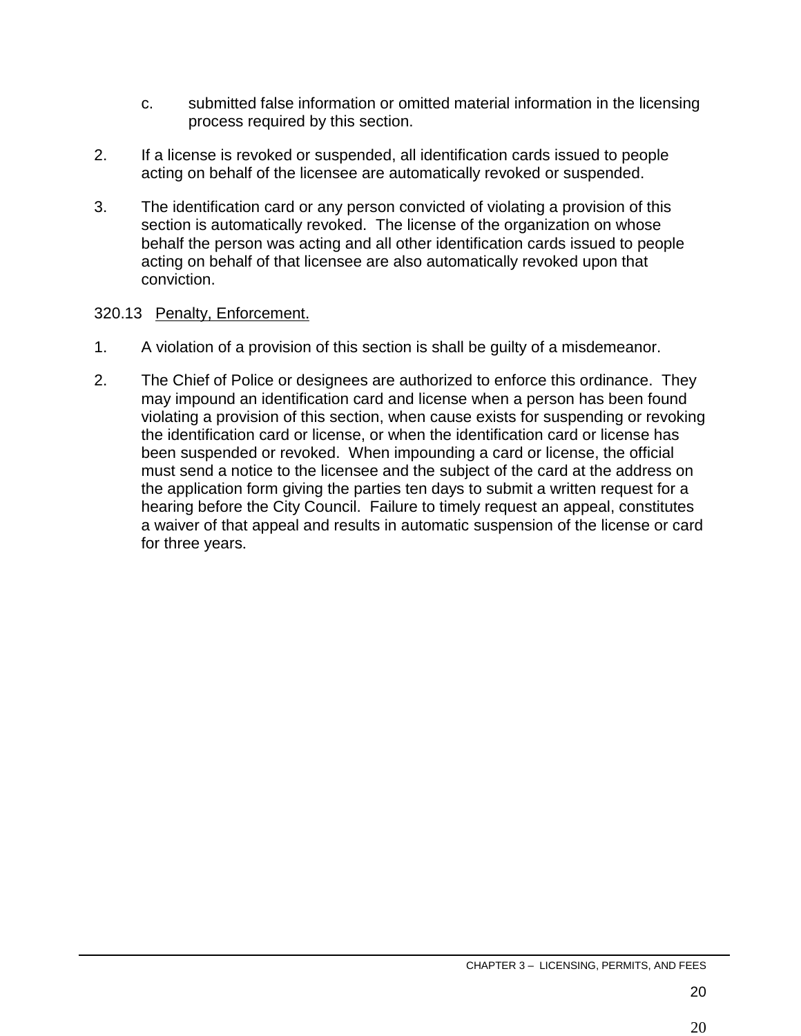c. submitted false information or omitted material information in the licensing process required by this section.

2. If a license is revoked or suspended, all identification cards issued to people acting on behalf of the licensee are automatically revoked or suspended.

3. The identification card or any person convicted of violating a provision of this section is automatically revoked. The license of the organization on whose behalf the person was acting and all other identification cards issued to people acting on behalf of that licensee are also automatically revoked upon that conviction.

320.13 Penalty, Enforcement.

1. A violation of a provision of this section is shall be guilty of a misdemeanor.

2. The Chief of Police or designees are authorized to enforce this ordinance. They may impound an identification card and license when a person has been found violating a provision of this section, when cause exists for suspending or revoking the identification card or license, or when the identification card or license has been suspended or revoked. When impounding a card or license, the official must send a notice to the licensee and the subject of the card at the address on the application form giving the parties ten days to submit a written request for a hearing before the City Council. Failure to timely request an appeal, constitutes a waiver of that appeal and results in automatic suspension of the license or card for three years.